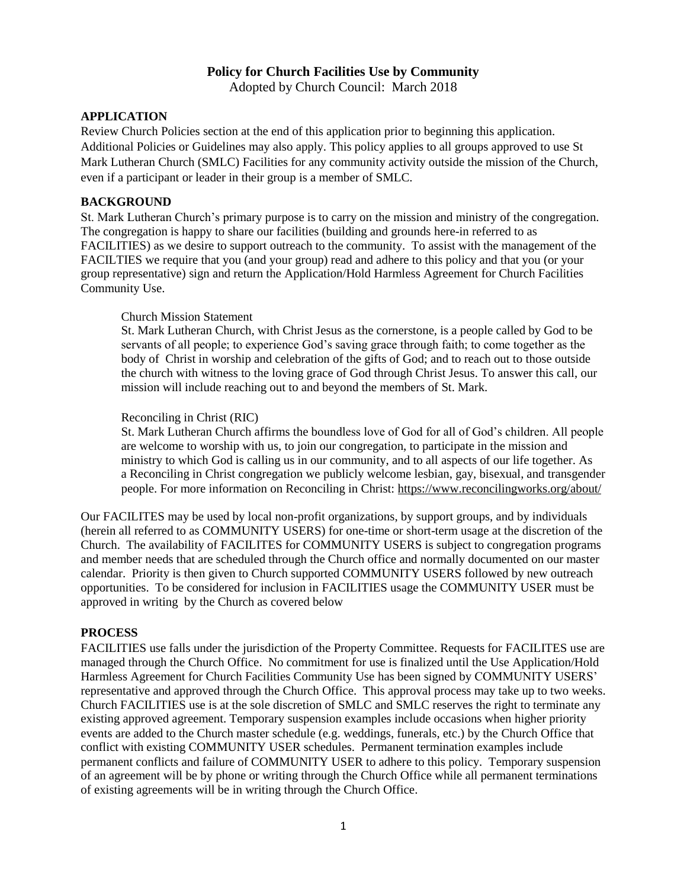# Policy for Church Facilities Use by Community

Adopted by Church Council: March 2018

## APPLICATION

Review Church Policies section at the end of this application prior to beginning this application. Additional Policies or Guidelines may also apply. This policy applies to all groups approved to use St Mark Lutheran Church (SMLC) Facilities for any community activity outside the mission of the Church, even if a participant or leader in their group is a member of SMLC.

## BACKGROUND

St. Mark Lutheran Church's primary purpose is to carry on the mission and ministry of the congregation. The congregation is happy to share our facilities (building and grounds here-in referred to as FACILITIES) as we desire to support outreach to the community. To assist with the management of the FACILTIES we require that you (and your group) read and adhere to this policy and that you (or your group representative) sign and return the Application/Hold Harmless Agreement for Church Facilities Community Use.

> Church Mission Statement
>
> St. Mark Lutheran Church, with Christ Jesus as the cornerstone, is a people called by God to be servants of all people; to experience God's saving grace through faith; to come together as the body of Christ in worship and celebration of the gifts of God; and to reach out to those outside the church with witness to the loving grace of God through Christ Jesus. To answer this call, our mission will include reaching out to and beyond the members of St. Mark.
>
> Reconciling in Christ (RIC)
>
> St. Mark Lutheran Church affirms the boundless love of God for all of God's children. All people are welcome to worship with us, to join our congregation, to participate in the mission and ministry to which God is calling us in our community, and to all aspects of our life together. As a Reconciling in Christ congregation we publicly welcome lesbian, gay, bisexual, and transgender people. For more information on Reconciling in Christ: https://www.reconcilingworks.org/about/

Our FACILITES may be used by local non-profit organizations, by support groups, and by individuals (herein all referred to as COMMUNITY USERS) for one-time or short-term usage at the discretion of the Church. The availability of FACILITES for COMMUNITY USERS is subject to congregation programs and member needs that are scheduled through the Church office and normally documented on our master calendar. Priority is then given to Church supported COMMUNITY USERS followed by new outreach opportunities. To be considered for inclusion in FACILITIES usage the COMMUNITY USER must be approved in writing by the Church as covered below

## PROCESS

FACILITIES use falls under the jurisdiction of the Property Committee. Requests for FACILITES use are managed through the Church Office. No commitment for use is finalized until the Use Application/Hold Harmless Agreement for Church Facilities Community Use has been signed by COMMUNITY USERS' representative and approved through the Church Office. This approval process may take up to two weeks. Church FACILITIES use is at the sole discretion of SMLC and SMLC reserves the right to terminate any existing approved agreement. Temporary suspension examples include occasions when higher priority events are added to the Church master schedule (e.g. weddings, funerals, etc.) by the Church Office that conflict with existing COMMUNITY USER schedules. Permanent termination examples include permanent conflicts and failure of COMMUNITY USER to adhere to this policy. Temporary suspension of an agreement will be by phone or writing through the Church Office while all permanent terminations of existing agreements will be in writing through the Church Office.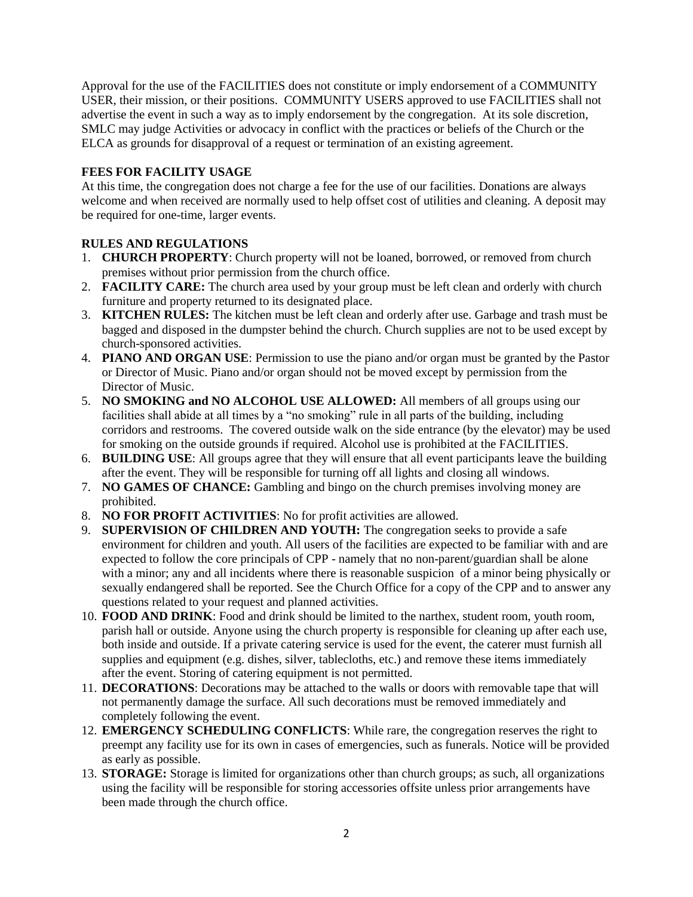Approval for the use of the FACILITIES does not constitute or imply endorsement of a COMMUNITY USER, their mission, or their positions. COMMUNITY USERS approved to use FACILITIES shall not advertise the event in such a way as to imply endorsement by the congregation. At its sole discretion, SMLC may judge Activities or advocacy in conflict with the practices or beliefs of the Church or the ELCA as grounds for disapproval of a request or termination of an existing agreement.

**FEES FOR FACILITY USAGE**

At this time, the congregation does not charge a fee for the use of our facilities. Donations are always welcome and when received are normally used to help offset cost of utilities and cleaning. A deposit may be required for one-time, larger events.

**RULES AND REGULATIONS**

1. **CHURCH PROPERTY**: Church property will not be loaned, borrowed, or removed from church premises without prior permission from the church office.
2. **FACILITY CARE:** The church area used by your group must be left clean and orderly with church furniture and property returned to its designated place.
3. **KITCHEN RULES:** The kitchen must be left clean and orderly after use. Garbage and trash must be bagged and disposed in the dumpster behind the church. Church supplies are not to be used except by church-sponsored activities.
4. **PIANO AND ORGAN USE**: Permission to use the piano and/or organ must be granted by the Pastor or Director of Music. Piano and/or organ should not be moved except by permission from the Director of Music.
5. **NO SMOKING and NO ALCOHOL USE ALLOWED:** All members of all groups using our facilities shall abide at all times by a "no smoking" rule in all parts of the building, including corridors and restrooms. The covered outside walk on the side entrance (by the elevator) may be used for smoking on the outside grounds if required. Alcohol use is prohibited at the FACILITIES.
6. **BUILDING USE**: All groups agree that they will ensure that all event participants leave the building after the event. They will be responsible for turning off all lights and closing all windows.
7. **NO GAMES OF CHANCE:** Gambling and bingo on the church premises involving money are prohibited.
8. **NO FOR PROFIT ACTIVITIES**: No for profit activities are allowed.
9. **SUPERVISION OF CHILDREN AND YOUTH:** The congregation seeks to provide a safe environment for children and youth. All users of the facilities are expected to be familiar with and are expected to follow the core principals of CPP - namely that no non-parent/guardian shall be alone with a minor; any and all incidents where there is reasonable suspicion of a minor being physically or sexually endangered shall be reported. See the Church Office for a copy of the CPP and to answer any questions related to your request and planned activities.
10. **FOOD AND DRINK**: Food and drink should be limited to the narthex, student room, youth room, parish hall or outside. Anyone using the church property is responsible for cleaning up after each use, both inside and outside. If a private catering service is used for the event, the caterer must furnish all supplies and equipment (e.g. dishes, silver, tablecloths, etc.) and remove these items immediately after the event. Storing of catering equipment is not permitted.
11. **DECORATIONS**: Decorations may be attached to the walls or doors with removable tape that will not permanently damage the surface. All such decorations must be removed immediately and completely following the event.
12. **EMERGENCY SCHEDULING CONFLICTS**: While rare, the congregation reserves the right to preempt any facility use for its own in cases of emergencies, such as funerals. Notice will be provided as early as possible.
13. **STORAGE:** Storage is limited for organizations other than church groups; as such, all organizations using the facility will be responsible for storing accessories offsite unless prior arrangements have been made through the church office.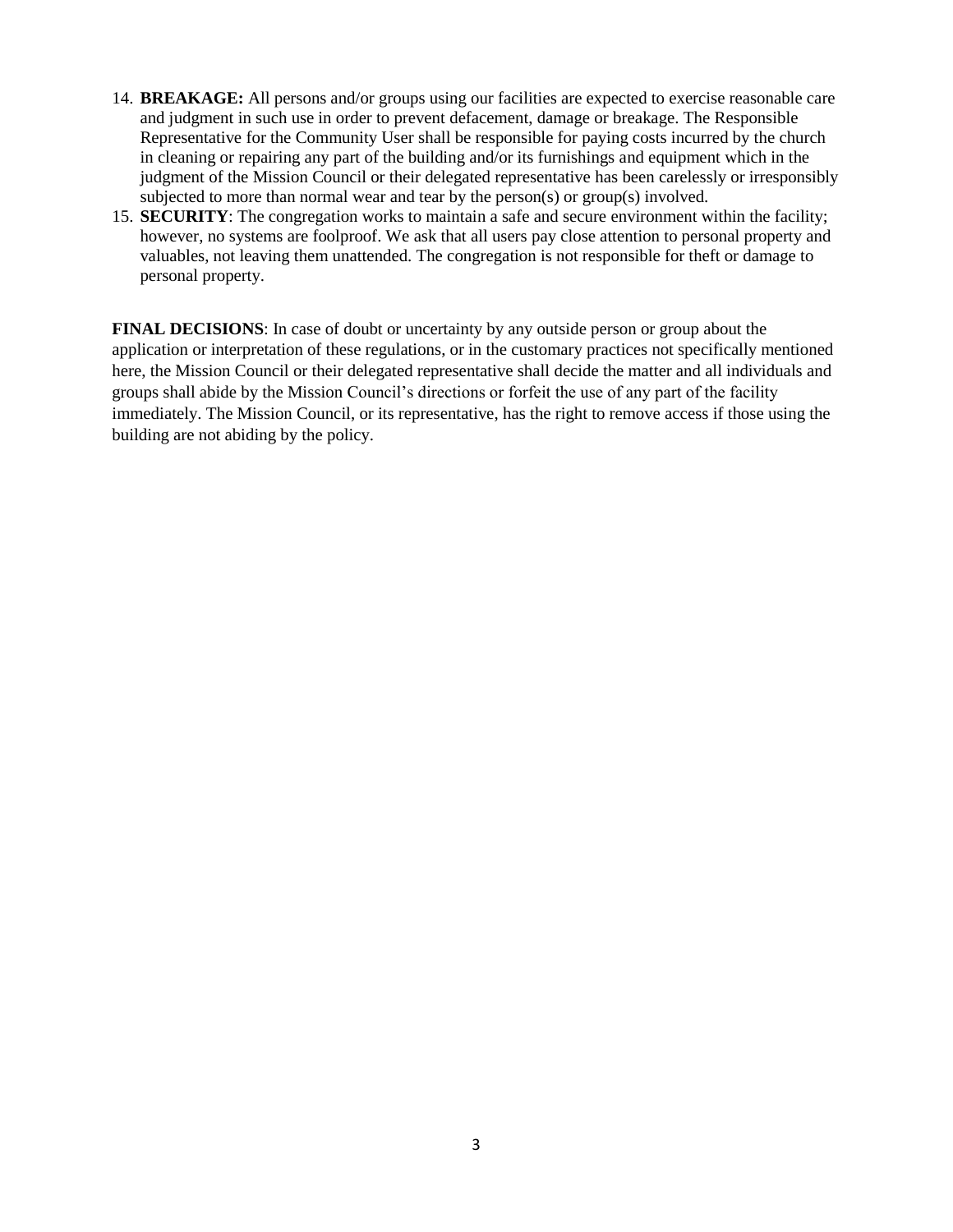14. **BREAKAGE:** All persons and/or groups using our facilities are expected to exercise reasonable care and judgment in such use in order to prevent defacement, damage or breakage. The Responsible Representative for the Community User shall be responsible for paying costs incurred by the church in cleaning or repairing any part of the building and/or its furnishings and equipment which in the judgment of the Mission Council or their delegated representative has been carelessly or irresponsibly subjected to more than normal wear and tear by the person(s) or group(s) involved.
15. **SECURITY**: The congregation works to maintain a safe and secure environment within the facility; however, no systems are foolproof. We ask that all users pay close attention to personal property and valuables, not leaving them unattended. The congregation is not responsible for theft or damage to personal property.

**FINAL DECISIONS**: In case of doubt or uncertainty by any outside person or group about the application or interpretation of these regulations, or in the customary practices not specifically mentioned here, the Mission Council or their delegated representative shall decide the matter and all individuals and groups shall abide by the Mission Council's directions or forfeit the use of any part of the facility immediately. The Mission Council, or its representative, has the right to remove access if those using the building are not abiding by the policy.